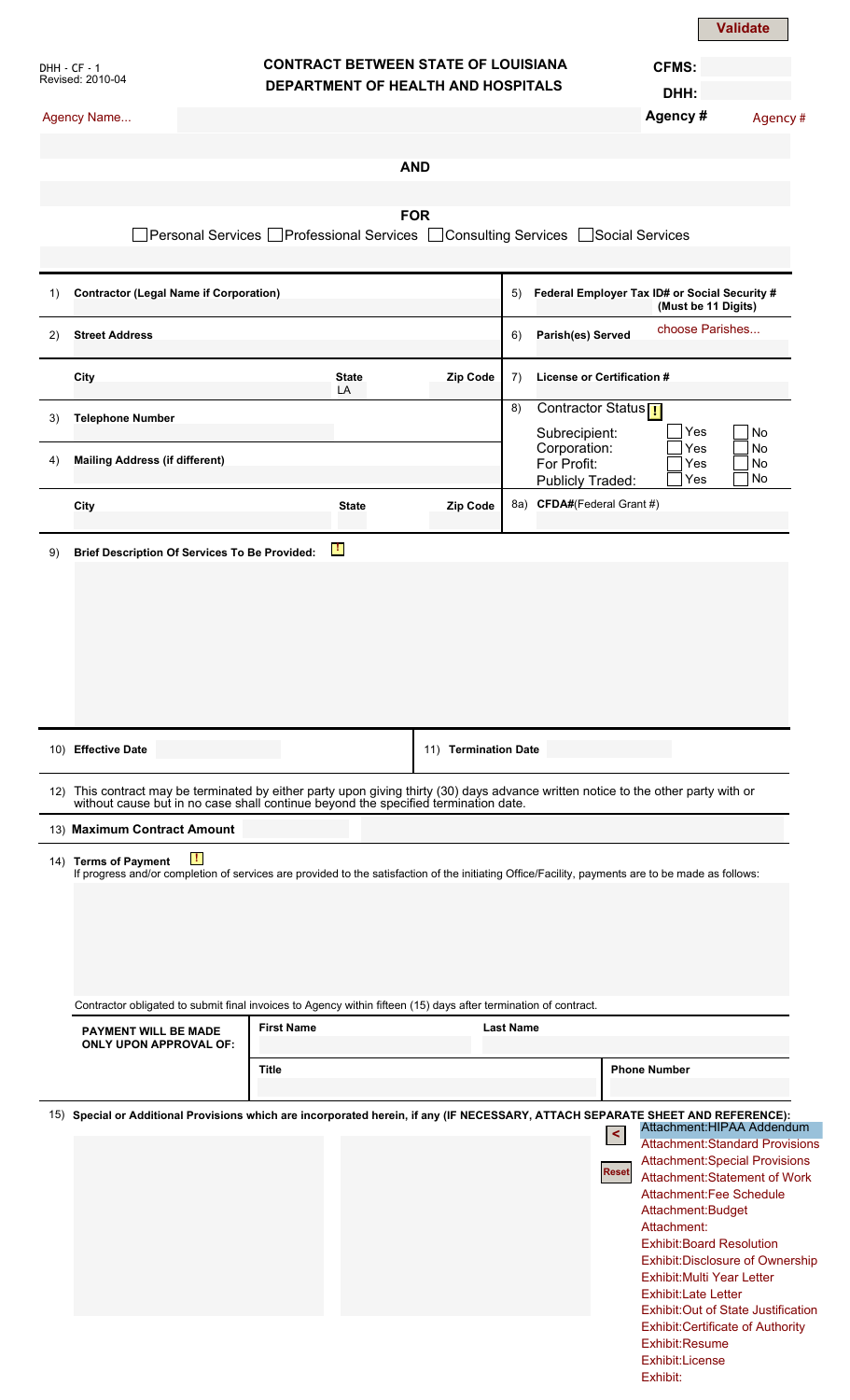Validate

DHH - CF - 1
Revised: 2010-04

# CONTRACT BETWEEN STATE OF LOUISIANA
## DEPARTMENT OF HEALTH AND HOSPITALS

CFMS:
DHH:

Agency Name...

Agency # Agency#

**AND**

**FOR**

☐ Personal Services ☐ Professional Services ☐ Consulting Services ☐ Social Services

| | | | |
|---|---|---|---|
| 1) **Contractor (Legal Name if Corporation)** | | | 5) **Federal Employer Tax ID# or Social Security #** **(Must be 11 Digits)** |
| 2) **Street Address** | | | 6) **Parish(es) Served** choose Parishes... |
| **City** | **State** LA | **Zip Code** | 7) **License or Certification #** |
| 3) **Telephone Number** | | | 8) Contractor Status ! <br> Subrecipient: ☐ Yes ☐ No <br> Corporation: ☐ Yes ☐ No <br> For Profit: ☐ Yes ☐ No <br> Publicly Traded: ☐ Yes ☐ No |
| 4) **Mailing Address (if different)** | | | |
| **City** | **State** | **Zip Code** | 8a) **CFDA#**(Federal Grant #) |

9) **Brief Description Of Services To Be Provided:** !

10) **Effective Date**

11) **Termination Date**

12) This contract may be terminated by either party upon giving thirty (30) days advance written notice to the other party with or without cause but in no case shall continue beyond the specified termination date.

13) **Maximum Contract Amount**

14) **Terms of Payment** !
If progress and/or completion of services are provided to the satisfaction of the initiating Office/Facility, payments are to be made as follows:

Contractor obligated to submit final invoices to Agency within fifteen (15) days after termination of contract.

| **PAYMENT WILL BE MADE ONLY UPON APPROVAL OF:** | **First Name** | **Last Name** |
|---|---|---|
| | **Title** | **Phone Number** |

15) **Special or Additional Provisions which are incorporated herein, if any (IF NECESSARY, ATTACH SEPARATE SHEET AND REFERENCE):**

< Reset

- Attachment:HIPAA Addendum
- Attachment:Standard Provisions
- Attachment:Special Provisions
- Attachment:Statement of Work
- Attachment:Fee Schedule
- Attachment:Budget
- Attachment:
- Exhibit:Board Resolution
- Exhibit:Disclosure of Ownership
- Exhibit:Multi Year Letter
- Exhibit:Late Letter
- Exhibit:Out of State Justification
- Exhibit:Certificate of Authority
- Exhibit:Resume
- Exhibit:License
- Exhibit: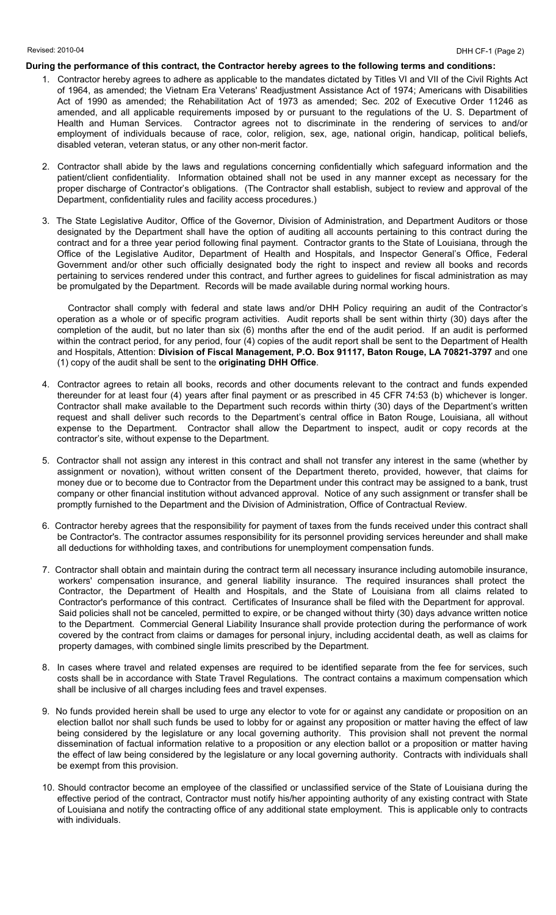**During the performance of this contract, the Contractor hereby agrees to the following terms and conditions:**

1. Contractor hereby agrees to adhere as applicable to the mandates dictated by Titles VI and VII of the Civil Rights Act of 1964, as amended; the Vietnam Era Veterans' Readjustment Assistance Act of 1974; Americans with Disabilities Act of 1990 as amended; the Rehabilitation Act of 1973 as amended; Sec. 202 of Executive Order 11246 as amended, and all applicable requirements imposed by or pursuant to the regulations of the U. S. Department of Health and Human Services. Contractor agrees not to discriminate in the rendering of services to and/or employment of individuals because of race, color, religion, sex, age, national origin, handicap, political beliefs, disabled veteran, veteran status, or any other non-merit factor.

2. Contractor shall abide by the laws and regulations concerning confidentially which safeguard information and the patient/client confidentiality. Information obtained shall not be used in any manner except as necessary for the proper discharge of Contractor's obligations. (The Contractor shall establish, subject to review and approval of the Department, confidentiality rules and facility access procedures.)

3. The State Legislative Auditor, Office of the Governor, Division of Administration, and Department Auditors or those designated by the Department shall have the option of auditing all accounts pertaining to this contract during the contract and for a three year period following final payment. Contractor grants to the State of Louisiana, through the Office of the Legislative Auditor, Department of Health and Hospitals, and Inspector General's Office, Federal Government and/or other such officially designated body the right to inspect and review all books and records pertaining to services rendered under this contract, and further agrees to guidelines for fiscal administration as may be promulgated by the Department. Records will be made available during normal working hours.

   Contractor shall comply with federal and state laws and/or DHH Policy requiring an audit of the Contractor's operation as a whole or of specific program activities. Audit reports shall be sent within thirty (30) days after the completion of the audit, but no later than six (6) months after the end of the audit period. If an audit is performed within the contract period, for any period, four (4) copies of the audit report shall be sent to the Department of Health and Hospitals, Attention: **Division of Fiscal Management, P.O. Box 91117, Baton Rouge, LA 70821-3797** and one (1) copy of the audit shall be sent to the **originating DHH Office**.

4. Contractor agrees to retain all books, records and other documents relevant to the contract and funds expended thereunder for at least four (4) years after final payment or as prescribed in 45 CFR 74:53 (b) whichever is longer. Contractor shall make available to the Department such records within thirty (30) days of the Department's written request and shall deliver such records to the Department's central office in Baton Rouge, Louisiana, all without expense to the Department. Contractor shall allow the Department to inspect, audit or copy records at the contractor's site, without expense to the Department.

5. Contractor shall not assign any interest in this contract and shall not transfer any interest in the same (whether by assignment or novation), without written consent of the Department thereto, provided, however, that claims for money due or to become due to Contractor from the Department under this contract may be assigned to a bank, trust company or other financial institution without advanced approval. Notice of any such assignment or transfer shall be promptly furnished to the Department and the Division of Administration, Office of Contractual Review.

6. Contractor hereby agrees that the responsibility for payment of taxes from the funds received under this contract shall be Contractor's. The contractor assumes responsibility for its personnel providing services hereunder and shall make all deductions for withholding taxes, and contributions for unemployment compensation funds.

7. Contractor shall obtain and maintain during the contract term all necessary insurance including automobile insurance, workers' compensation insurance, and general liability insurance. The required insurances shall protect the Contractor, the Department of Health and Hospitals, and the State of Louisiana from all claims related to Contractor's performance of this contract. Certificates of Insurance shall be filed with the Department for approval. Said policies shall not be canceled, permitted to expire, or be changed without thirty (30) days advance written notice to the Department. Commercial General Liability Insurance shall provide protection during the performance of work covered by the contract from claims or damages for personal injury, including accidental death, as well as claims for property damages, with combined single limits prescribed by the Department.

8. In cases where travel and related expenses are required to be identified separate from the fee for services, such costs shall be in accordance with State Travel Regulations. The contract contains a maximum compensation which shall be inclusive of all charges including fees and travel expenses.

9. No funds provided herein shall be used to urge any elector to vote for or against any candidate or proposition on an election ballot nor shall such funds be used to lobby for or against any proposition or matter having the effect of law being considered by the legislature or any local governing authority. This provision shall not prevent the normal dissemination of factual information relative to a proposition or any election ballot or a proposition or matter having the effect of law being considered by the legislature or any local governing authority. Contracts with individuals shall be exempt from this provision.

10. Should contractor become an employee of the classified or unclassified service of the State of Louisiana during the effective period of the contract, Contractor must notify his/her appointing authority of any existing contract with State of Louisiana and notify the contracting office of any additional state employment. This is applicable only to contracts with individuals.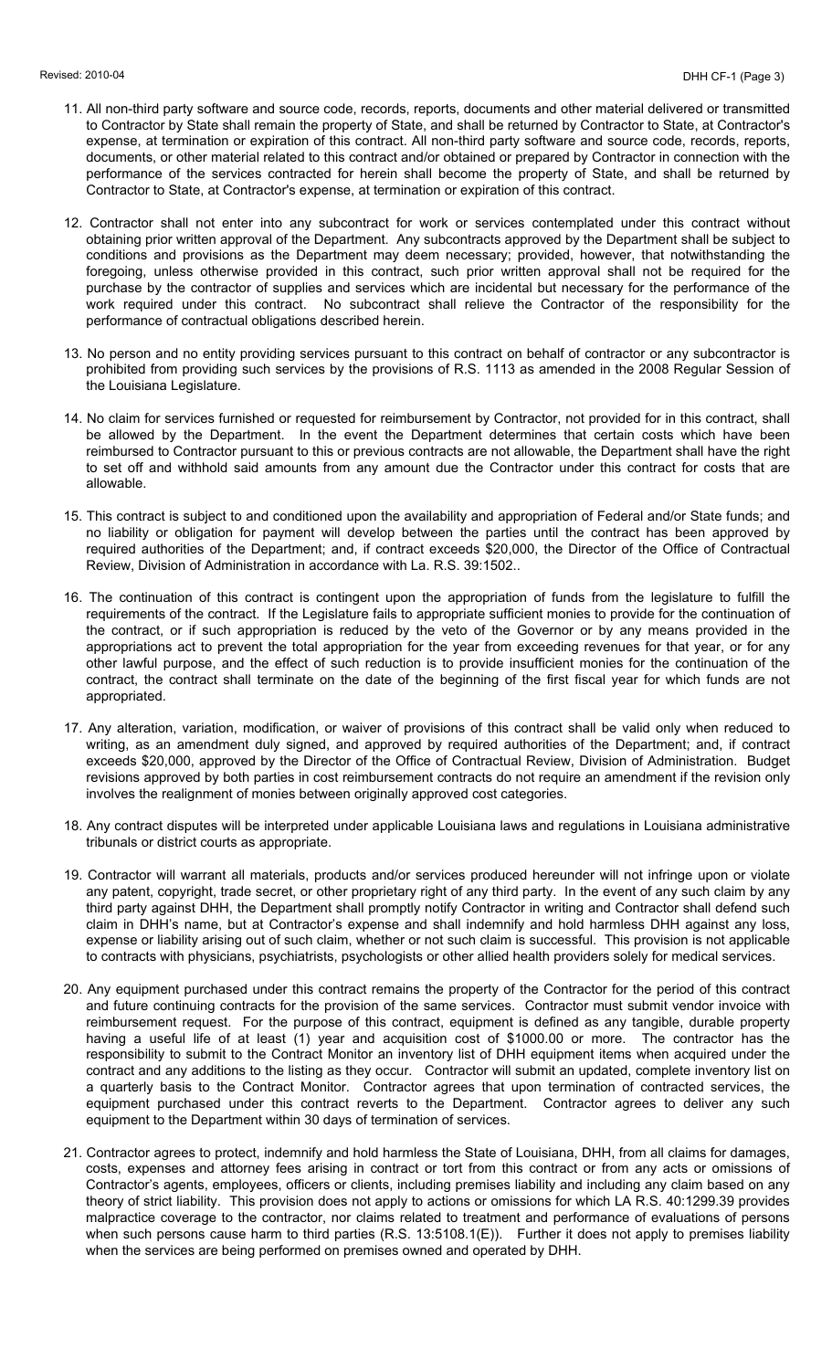11. All non-third party software and source code, records, reports, documents and other material delivered or transmitted to Contractor by State shall remain the property of State, and shall be returned by Contractor to State, at Contractor's expense, at termination or expiration of this contract. All non-third party software and source code, records, reports, documents, or other material related to this contract and/or obtained or prepared by Contractor in connection with the performance of the services contracted for herein shall become the property of State, and shall be returned by Contractor to State, at Contractor's expense, at termination or expiration of this contract.

12. Contractor shall not enter into any subcontract for work or services contemplated under this contract without obtaining prior written approval of the Department. Any subcontracts approved by the Department shall be subject to conditions and provisions as the Department may deem necessary; provided, however, that notwithstanding the foregoing, unless otherwise provided in this contract, such prior written approval shall not be required for the purchase by the contractor of supplies and services which are incidental but necessary for the performance of the work required under this contract. No subcontract shall relieve the Contractor of the responsibility for the performance of contractual obligations described herein.

13. No person and no entity providing services pursuant to this contract on behalf of contractor or any subcontractor is prohibited from providing such services by the provisions of R.S. 1113 as amended in the 2008 Regular Session of the Louisiana Legislature.

14. No claim for services furnished or requested for reimbursement by Contractor, not provided for in this contract, shall be allowed by the Department. In the event the Department determines that certain costs which have been reimbursed to Contractor pursuant to this or previous contracts are not allowable, the Department shall have the right to set off and withhold said amounts from any amount due the Contractor under this contract for costs that are allowable.

15. This contract is subject to and conditioned upon the availability and appropriation of Federal and/or State funds; and no liability or obligation for payment will develop between the parties until the contract has been approved by required authorities of the Department; and, if contract exceeds $20,000, the Director of the Office of Contractual Review, Division of Administration in accordance with La. R.S. 39:1502..

16. The continuation of this contract is contingent upon the appropriation of funds from the legislature to fulfill the requirements of the contract. If the Legislature fails to appropriate sufficient monies to provide for the continuation of the contract, or if such appropriation is reduced by the veto of the Governor or by any means provided in the appropriations act to prevent the total appropriation for the year from exceeding revenues for that year, or for any other lawful purpose, and the effect of such reduction is to provide insufficient monies for the continuation of the contract, the contract shall terminate on the date of the beginning of the first fiscal year for which funds are not appropriated.

17. Any alteration, variation, modification, or waiver of provisions of this contract shall be valid only when reduced to writing, as an amendment duly signed, and approved by required authorities of the Department; and, if contract exceeds $20,000, approved by the Director of the Office of Contractual Review, Division of Administration. Budget revisions approved by both parties in cost reimbursement contracts do not require an amendment if the revision only involves the realignment of monies between originally approved cost categories.

18. Any contract disputes will be interpreted under applicable Louisiana laws and regulations in Louisiana administrative tribunals or district courts as appropriate.

19. Contractor will warrant all materials, products and/or services produced hereunder will not infringe upon or violate any patent, copyright, trade secret, or other proprietary right of any third party. In the event of any such claim by any third party against DHH, the Department shall promptly notify Contractor in writing and Contractor shall defend such claim in DHH's name, but at Contractor's expense and shall indemnify and hold harmless DHH against any loss, expense or liability arising out of such claim, whether or not such claim is successful. This provision is not applicable to contracts with physicians, psychiatrists, psychologists or other allied health providers solely for medical services.

20. Any equipment purchased under this contract remains the property of the Contractor for the period of this contract and future continuing contracts for the provision of the same services. Contractor must submit vendor invoice with reimbursement request. For the purpose of this contract, equipment is defined as any tangible, durable property having a useful life of at least (1) year and acquisition cost of $1000.00 or more. The contractor has the responsibility to submit to the Contract Monitor an inventory list of DHH equipment items when acquired under the contract and any additions to the listing as they occur. Contractor will submit an updated, complete inventory list on a quarterly basis to the Contract Monitor. Contractor agrees that upon termination of contracted services, the equipment purchased under this contract reverts to the Department. Contractor agrees to deliver any such equipment to the Department within 30 days of termination of services.

21. Contractor agrees to protect, indemnify and hold harmless the State of Louisiana, DHH, from all claims for damages, costs, expenses and attorney fees arising in contract or tort from this contract or from any acts or omissions of Contractor's agents, employees, officers or clients, including premises liability and including any claim based on any theory of strict liability. This provision does not apply to actions or omissions for which LA R.S. 40:1299.39 provides malpractice coverage to the contractor, nor claims related to treatment and performance of evaluations of persons when such persons cause harm to third parties (R.S. 13:5108.1(E)). Further it does not apply to premises liability when the services are being performed on premises owned and operated by DHH.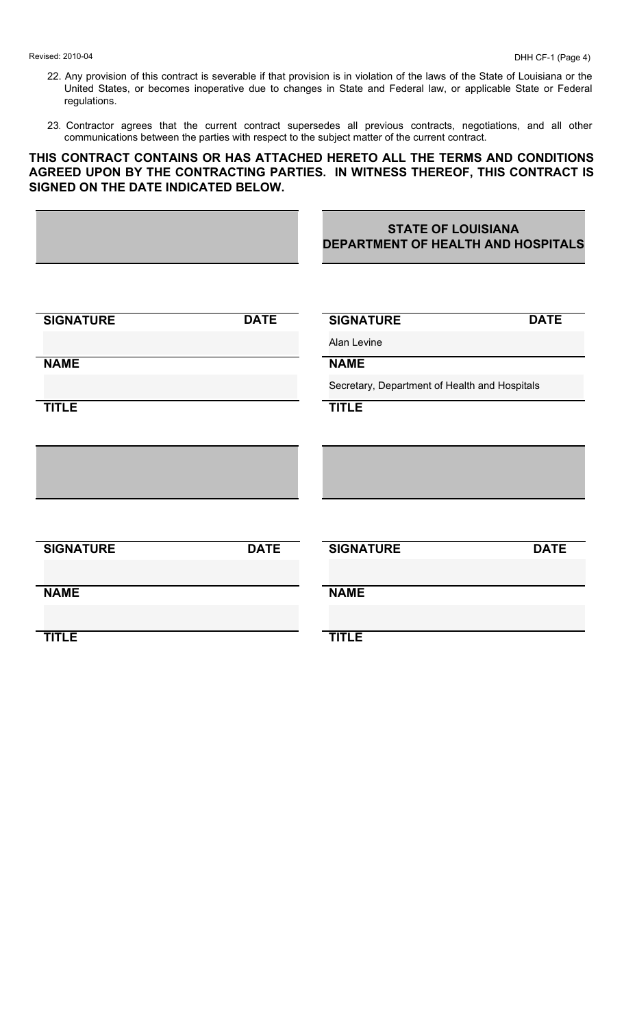22. Any provision of this contract is severable if that provision is in violation of the laws of the State of Louisiana or the United States, or becomes inoperative due to changes in State and Federal law, or applicable State or Federal regulations.

23. Contractor agrees that the current contract supersedes all previous contracts, negotiations, and all other communications between the parties with respect to the subject matter of the current contract.

**THIS CONTRACT CONTAINS OR HAS ATTACHED HERETO ALL THE TERMS AND CONDITIONS AGREED UPON BY THE CONTRACTING PARTIES. IN WITNESS THEREOF, THIS CONTRACT IS SIGNED ON THE DATE INDICATED BELOW.**

| | |
|---|---|
| | **STATE OF LOUISIANA DEPARTMENT OF HEALTH AND HOSPITALS** |
| **SIGNATURE** **DATE** | **SIGNATURE** **DATE** |
| | Alan Levine |
| **NAME** | **NAME** |
| | Secretary, Department of Health and Hospitals |
| **TITLE** | **TITLE** |
| | |
| **SIGNATURE** **DATE** | **SIGNATURE** **DATE** |
| | |
| **NAME** | **NAME** |
| | |
| **TITLE** | **TITLE** |